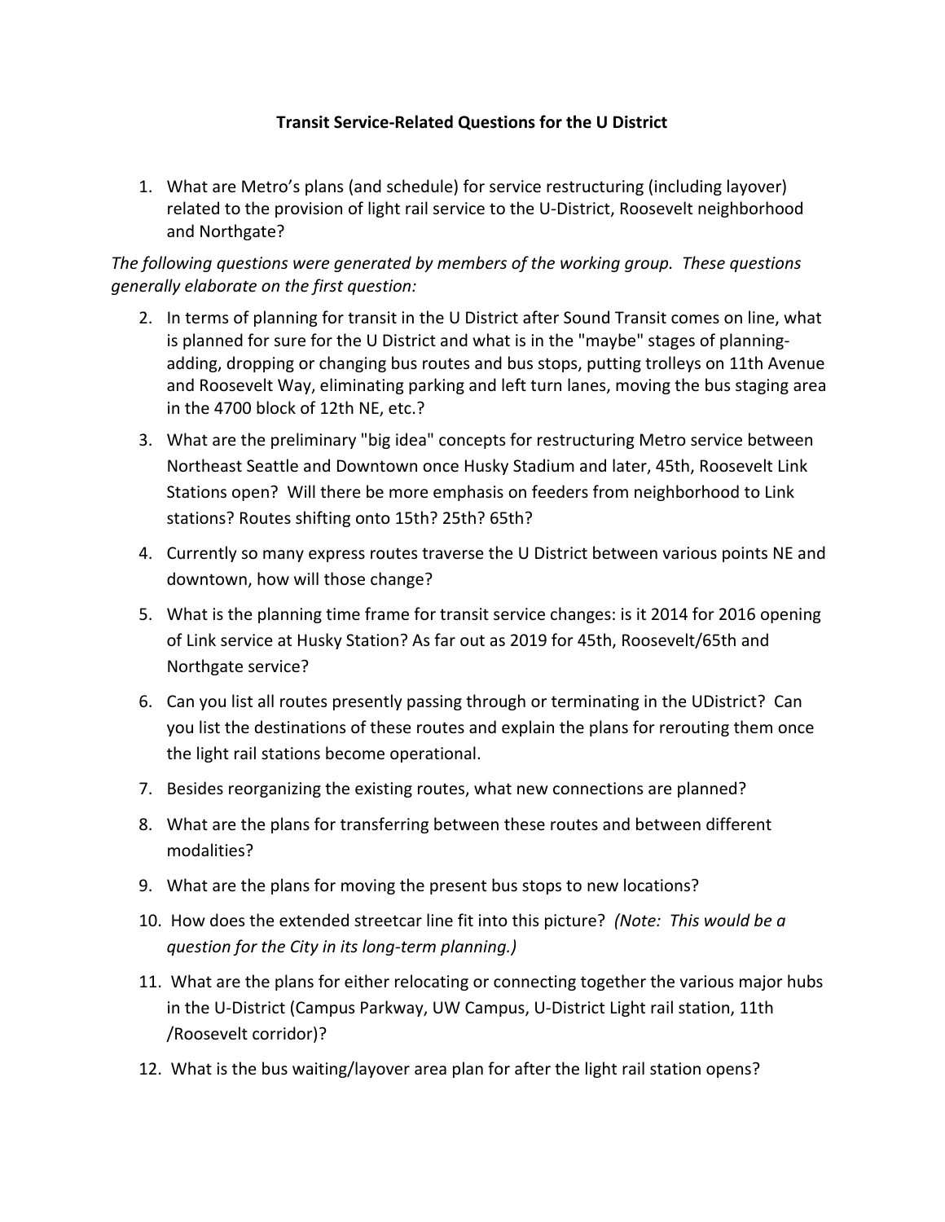**Transit Service-Related Questions for the U District**

1. What are Metro's plans (and schedule) for service restructuring (including layover) related to the provision of light rail service to the U-District, Roosevelt neighborhood and Northgate?

*The following questions were generated by members of the working group. These questions generally elaborate on the first question:*

2. In terms of planning for transit in the U District after Sound Transit comes on line, what is planned for sure for the U District and what is in the "maybe" stages of planning- adding, dropping or changing bus routes and bus stops, putting trolleys on 11th Avenue and Roosevelt Way, eliminating parking and left turn lanes, moving the bus staging area in the 4700 block of 12th NE, etc.?
3. What are the preliminary "big idea" concepts for restructuring Metro service between Northeast Seattle and Downtown once Husky Stadium and later, 45th, Roosevelt Link Stations open? Will there be more emphasis on feeders from neighborhood to Link stations? Routes shifting onto 15th? 25th? 65th?
4. Currently so many express routes traverse the U District between various points NE and downtown, how will those change?
5. What is the planning time frame for transit service changes: is it 2014 for 2016 opening of Link service at Husky Station? As far out as 2019 for 45th, Roosevelt/65th and Northgate service?
6. Can you list all routes presently passing through or terminating in the UDistrict? Can you list the destinations of these routes and explain the plans for rerouting them once the light rail stations become operational.
7. Besides reorganizing the existing routes, what new connections are planned?
8. What are the plans for transferring between these routes and between different modalities?
9. What are the plans for moving the present bus stops to new locations?
10. How does the extended streetcar line fit into this picture? *(Note: This would be a question for the City in its long-term planning.)*
11. What are the plans for either relocating or connecting together the various major hubs in the U-District (Campus Parkway, UW Campus, U-District Light rail station, 11th /Roosevelt corridor)?
12. What is the bus waiting/layover area plan for after the light rail station opens?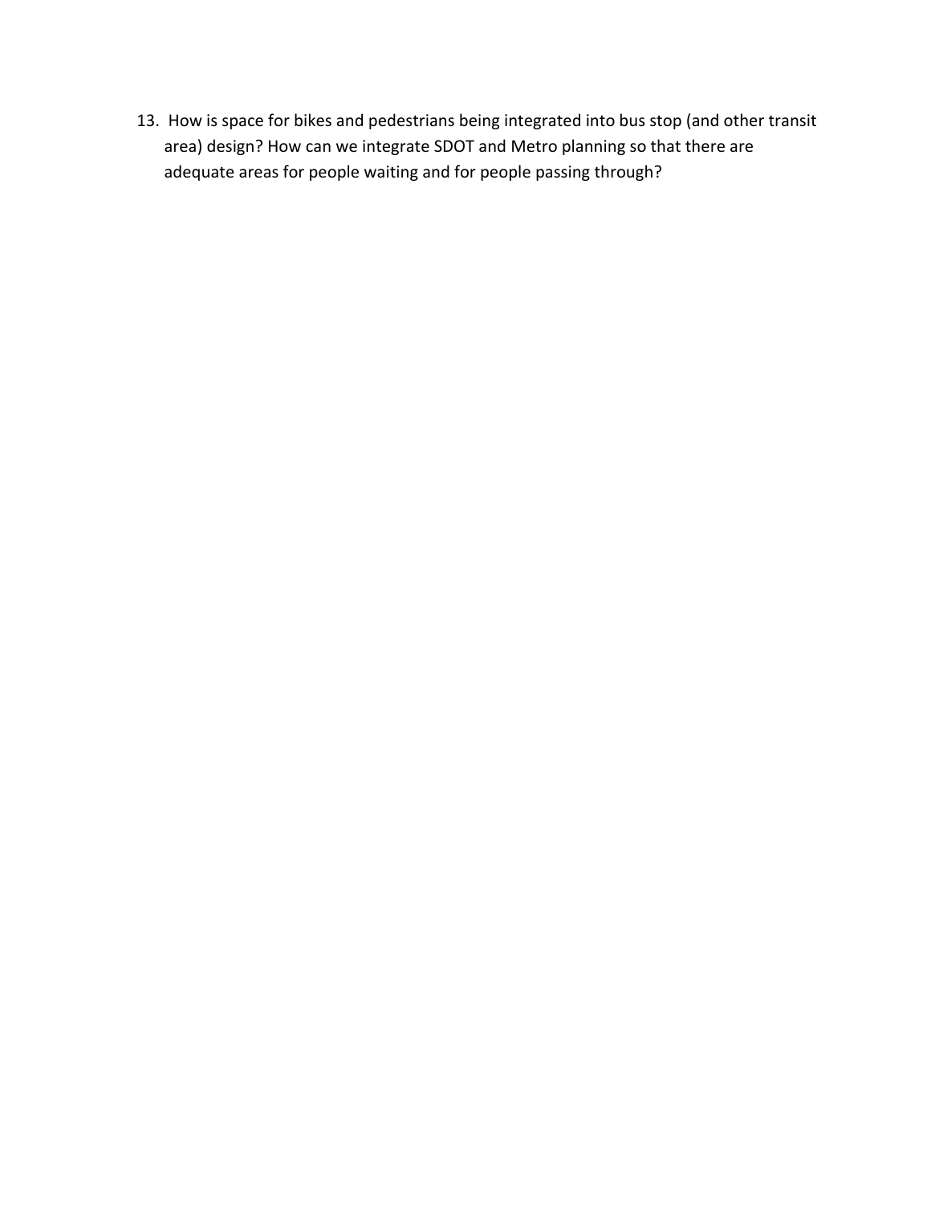13. How is space for bikes and pedestrians being integrated into bus stop (and other transit area) design? How can we integrate SDOT and Metro planning so that there are adequate areas for people waiting and for people passing through?